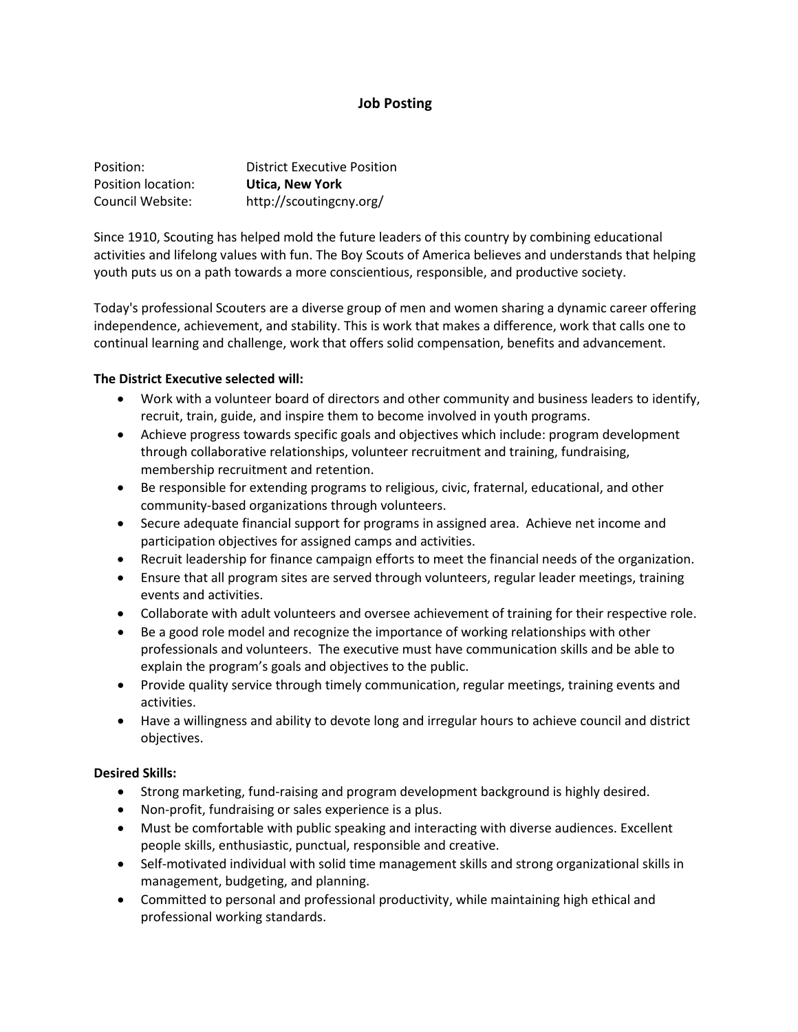# Job Posting

| | |
|---|---|
| Position: | District Executive Position |
| Position location: | **Utica, New York** |
| Council Website: | http://scoutingcny.org/ |

Since 1910, Scouting has helped mold the future leaders of this country by combining educational activities and lifelong values with fun. The Boy Scouts of America believes and understands that helping youth puts us on a path towards a more conscientious, responsible, and productive society.

Today's professional Scouters are a diverse group of men and women sharing a dynamic career offering independence, achievement, and stability. This is work that makes a difference, work that calls one to continual learning and challenge, work that offers solid compensation, benefits and advancement.

**The District Executive selected will:**

- Work with a volunteer board of directors and other community and business leaders to identify, recruit, train, guide, and inspire them to become involved in youth programs.
- Achieve progress towards specific goals and objectives which include: program development through collaborative relationships, volunteer recruitment and training, fundraising, membership recruitment and retention.
- Be responsible for extending programs to religious, civic, fraternal, educational, and other community-based organizations through volunteers.
- Secure adequate financial support for programs in assigned area. Achieve net income and participation objectives for assigned camps and activities.
- Recruit leadership for finance campaign efforts to meet the financial needs of the organization.
- Ensure that all program sites are served through volunteers, regular leader meetings, training events and activities.
- Collaborate with adult volunteers and oversee achievement of training for their respective role.
- Be a good role model and recognize the importance of working relationships with other professionals and volunteers. The executive must have communication skills and be able to explain the program's goals and objectives to the public.
- Provide quality service through timely communication, regular meetings, training events and activities.
- Have a willingness and ability to devote long and irregular hours to achieve council and district objectives.

**Desired Skills:**

- Strong marketing, fund-raising and program development background is highly desired.
- Non-profit, fundraising or sales experience is a plus.
- Must be comfortable with public speaking and interacting with diverse audiences. Excellent people skills, enthusiastic, punctual, responsible and creative.
- Self-motivated individual with solid time management skills and strong organizational skills in management, budgeting, and planning.
- Committed to personal and professional productivity, while maintaining high ethical and professional working standards.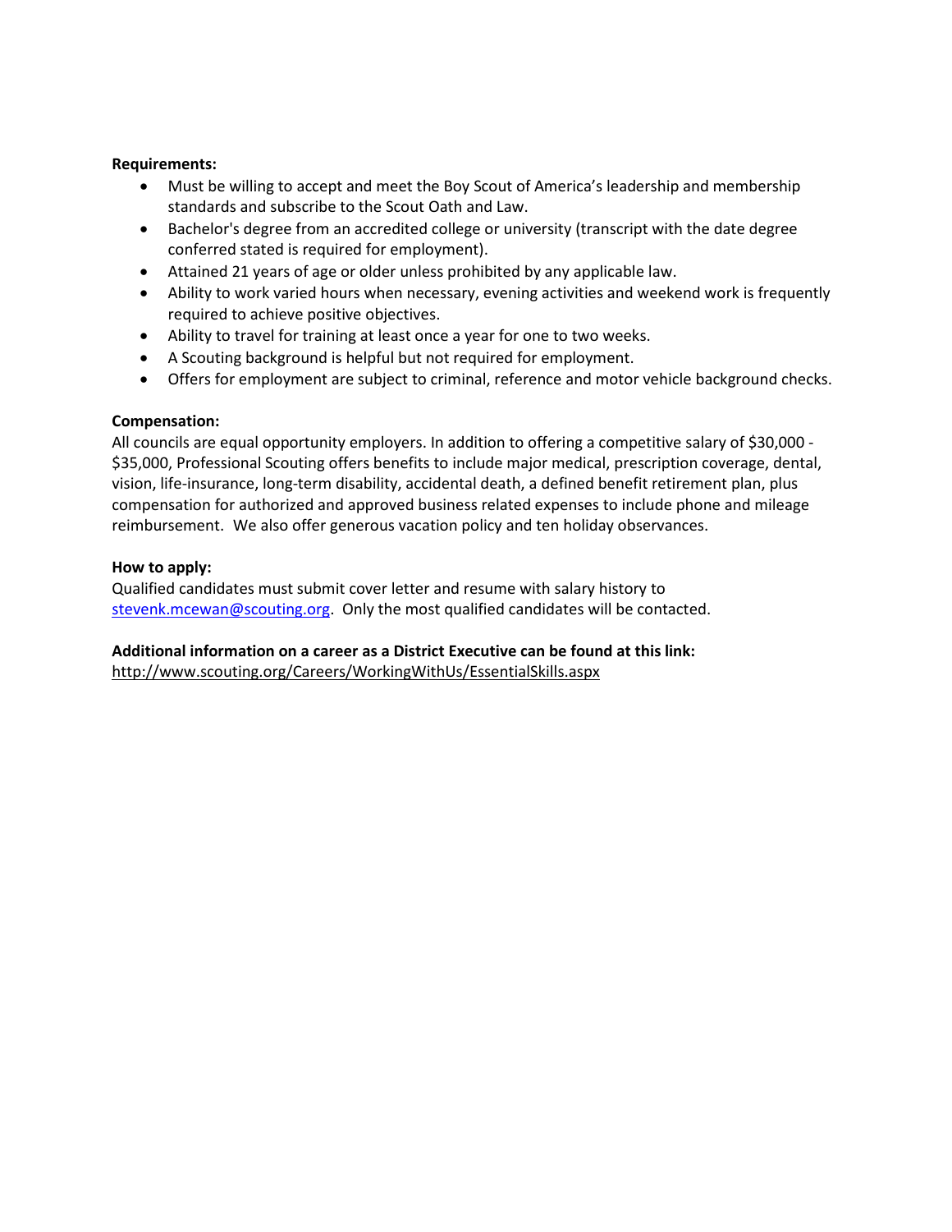**Requirements:**

- Must be willing to accept and meet the Boy Scout of America's leadership and membership standards and subscribe to the Scout Oath and Law.
- Bachelor's degree from an accredited college or university (transcript with the date degree conferred stated is required for employment).
- Attained 21 years of age or older unless prohibited by any applicable law.
- Ability to work varied hours when necessary, evening activities and weekend work is frequently required to achieve positive objectives.
- Ability to travel for training at least once a year for one to two weeks.
- A Scouting background is helpful but not required for employment.
- Offers for employment are subject to criminal, reference and motor vehicle background checks.

**Compensation:**

All councils are equal opportunity employers. In addition to offering a competitive salary of $30,000 - $35,000, Professional Scouting offers benefits to include major medical, prescription coverage, dental, vision, life-insurance, long-term disability, accidental death, a defined benefit retirement plan, plus compensation for authorized and approved business related expenses to include phone and mileage reimbursement. We also offer generous vacation policy and ten holiday observances.

**How to apply:**

Qualified candidates must submit cover letter and resume with salary history to stevenk.mcewan@scouting.org. Only the most qualified candidates will be contacted.

**Additional information on a career as a District Executive can be found at this link:**

http://www.scouting.org/Careers/WorkingWithUs/EssentialSkills.aspx